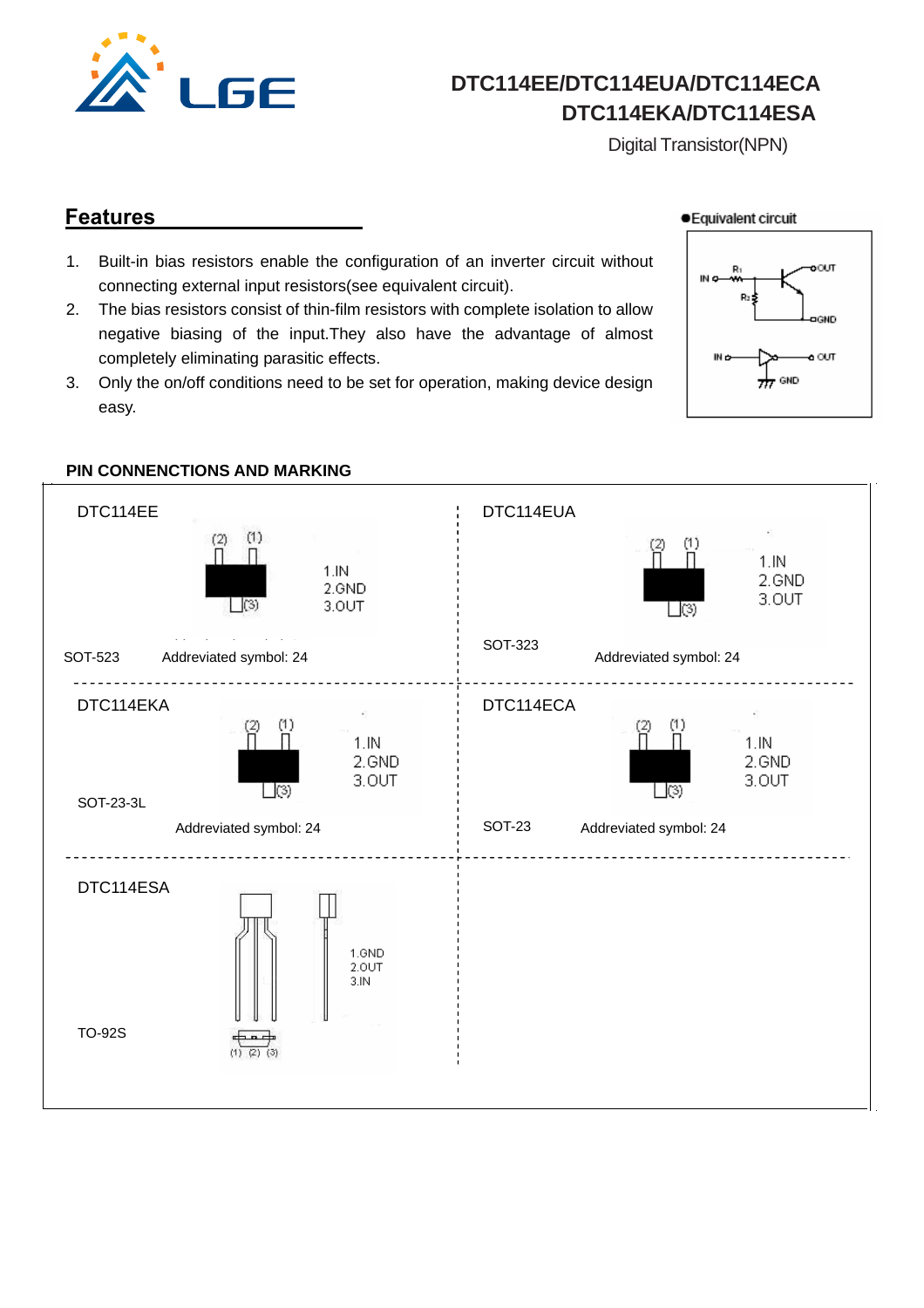# DTC114EE/DTC114EUA/DTC114ECA DTC114EKA/DTC114ESA

Digital Transistor(NPN)

## Features

1. Built-in bias resistors enable the configuration of an inverter circuit without connecting external input resistors(see equivalent circuit).
2. The bias resistors consist of thin-film resistors with complete isolation to allow negative biasing of the input.They also have the advantage of almost completely eliminating parasitic effects.
3. Only the on/off conditions need to be set for operation, making device design easy.

●Equivalent circuit

### PIN CONNENCTIONS AND MARKING

**DTC114EE**

(2) (1) (3)

1.IN
2.GND
3.OUT

SOT-523 Addreviated symbol: 24

**DTC114EUA**

(2) (1) (3)

1.IN
2.GND
3.OUT

SOT-323 Addreviated symbol: 24

**DTC114EKA**

(2) (1) (3)

1.IN
2.GND
3.OUT

SOT-23-3L Addreviated symbol: 24

**DTC114ECA**

(2) (1) (3)

1.IN
2.GND
3.OUT

SOT-23 Addreviated symbol: 24

**DTC114ESA**

1.GND
2.OUT
3.IN

TO-92S

(1) (2) (3)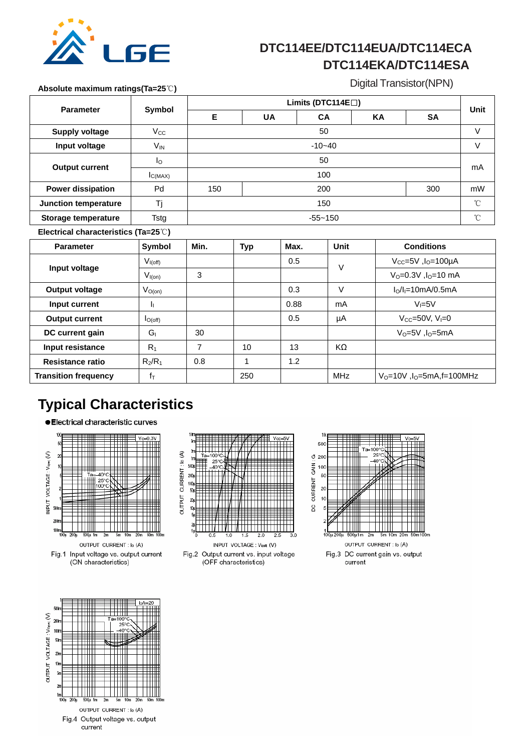# DTC114EE/DTC114EUA/DTC114ECA DTC114EKA/DTC114ESA

Digital Transistor(NPN)

**Absolute maximum ratings(Ta=25℃)**

| Parameter | Symbol | Limits (DTC114E□) | | | | | Unit |
|---|---|---|---|---|---|---|---|
| | | E | UA | CA | KA | SA | |
| Supply voltage | $V_{CC}$ | 50 | | | | | V |
| Input voltage | $V_{IN}$ | -10~40 | | | | | V |
| Output current | $I_O$ | 50 | | | | | mA |
| | $I_{C(MAX)}$ | 100 | | | | | |
| Power dissipation | Pd | 150 | 200 | | | 300 | mW |
| Junction temperature | Tj | 150 | | | | | ℃ |
| Storage temperature | Tstg | -55~150 | | | | | ℃ |

**Electrical characteristics (Ta=25℃)**

| Parameter | Symbol | Min. | Typ | Max. | Unit | Conditions |
|---|---|---|---|---|---|---|
| Input voltage | $V_{I(off)}$ | | | 0.5 | V | $V_{CC}$=5V ,$I_O$=100μA |
| | $V_{I(on)}$ | 3 | | | | $V_O$=0.3V ,$I_O$=10 mA |
| Output voltage | $V_{O(on)}$ | | | 0.3 | V | $I_O/I_I$=10mA/0.5mA |
| Input current | $I_I$ | | | 0.88 | mA | $V_I$=5V |
| Output current | $I_{O(off)}$ | | | 0.5 | μA | $V_{CC}$=50V, $V_I$=0 |
| DC current gain | $G_I$ | 30 | | | | $V_O$=5V ,$I_O$=5mA |
| Input resistance | $R_1$ | 7 | 10 | 13 | KΩ | |
| Resistance ratio | $R_2/R_1$ | 0.8 | 1 | 1.2 | | |
| Transition frequency | $f_T$ | | 250 | | MHz | $V_O$=10V ,$I_O$=5mA,f=100MHz |

## Typical Characteristics

● Electrical characteristic curves

Fig.1 Input voltage vs. output current (ON characteristics)

Fig.2 Output current vs. input voltage (OFF characteristics)

Fig.3 DC current gain vs. output current

Fig.4 Output voltage vs. output current